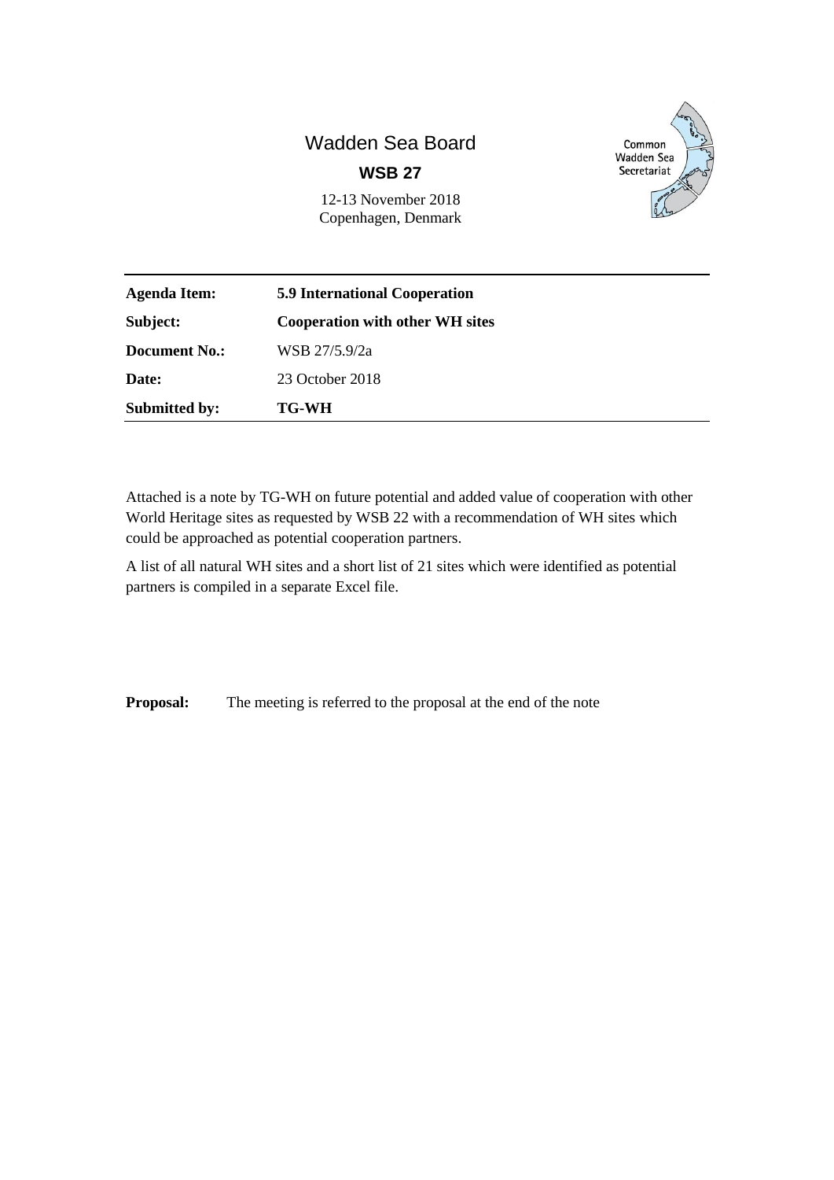# Wadden Sea Board

**WSB 27**

12-13 November 2018
Copenhagen, Denmark

Common Wadden Sea Secretariat

| | |
|---|---|
| **Agenda Item:** | **5.9 International Cooperation** |
| **Subject:** | **Cooperation with other WH sites** |
| **Document No.:** | WSB 27/5.9/2a |
| **Date:** | 23 October 2018 |
| **Submitted by:** | **TG-WH** |

Attached is a note by TG-WH on future potential and added value of cooperation with other World Heritage sites as requested by WSB 22 with a recommendation of WH sites which could be approached as potential cooperation partners.

A list of all natural WH sites and a short list of 21 sites which were identified as potential partners is compiled in a separate Excel file.

**Proposal:** The meeting is referred to the proposal at the end of the note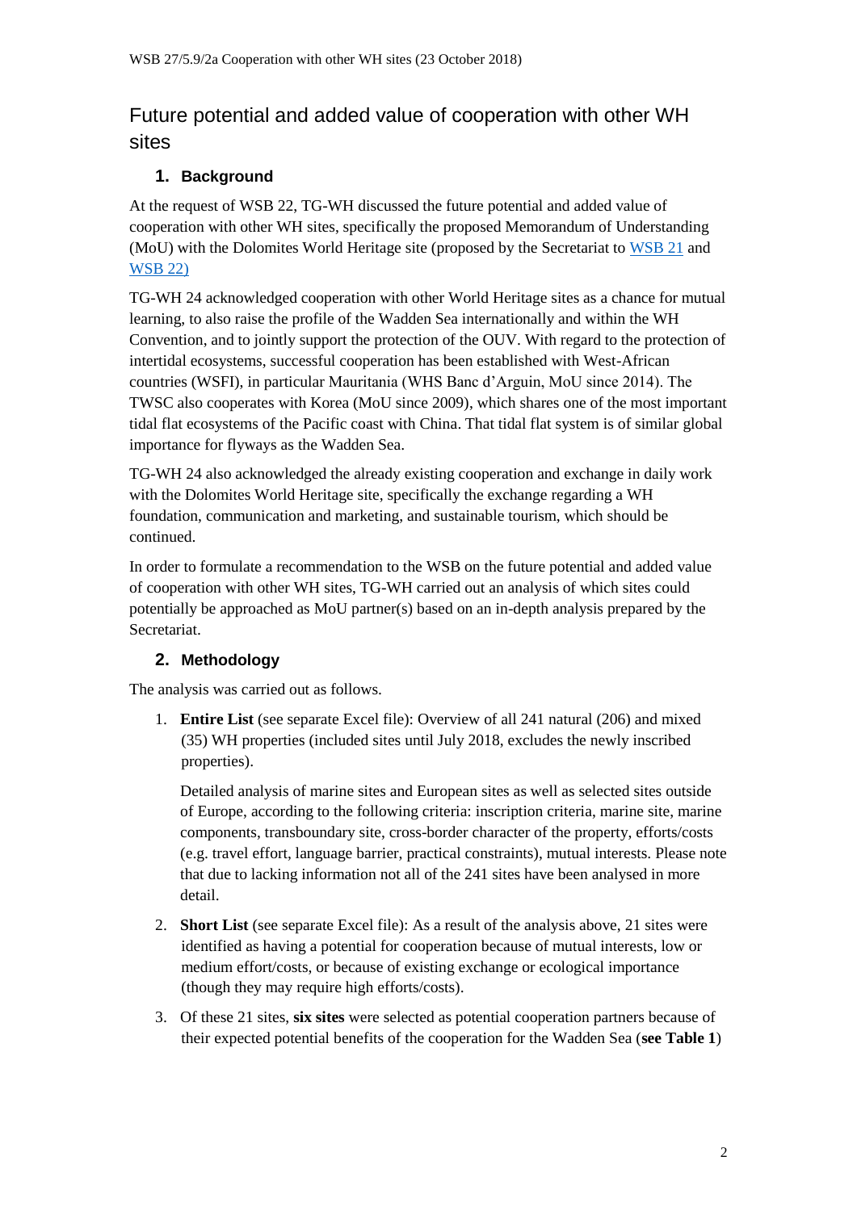# Future potential and added value of cooperation with other WH sites

## 1. Background

At the request of WSB 22, TG-WH discussed the future potential and added value of cooperation with other WH sites, specifically the proposed Memorandum of Understanding (MoU) with the Dolomites World Heritage site (proposed by the Secretariat to WSB 21 and WSB 22)

TG-WH 24 acknowledged cooperation with other World Heritage sites as a chance for mutual learning, to also raise the profile of the Wadden Sea internationally and within the WH Convention, and to jointly support the protection of the OUV. With regard to the protection of intertidal ecosystems, successful cooperation has been established with West-African countries (WSFI), in particular Mauritania (WHS Banc d'Arguin, MoU since 2014). The TWSC also cooperates with Korea (MoU since 2009), which shares one of the most important tidal flat ecosystems of the Pacific coast with China. That tidal flat system is of similar global importance for flyways as the Wadden Sea.

TG-WH 24 also acknowledged the already existing cooperation and exchange in daily work with the Dolomites World Heritage site, specifically the exchange regarding a WH foundation, communication and marketing, and sustainable tourism, which should be continued.

In order to formulate a recommendation to the WSB on the future potential and added value of cooperation with other WH sites, TG-WH carried out an analysis of which sites could potentially be approached as MoU partner(s) based on an in-depth analysis prepared by the Secretariat.

## 2. Methodology

The analysis was carried out as follows.

1. **Entire List** (see separate Excel file): Overview of all 241 natural (206) and mixed (35) WH properties (included sites until July 2018, excludes the newly inscribed properties).

   Detailed analysis of marine sites and European sites as well as selected sites outside of Europe, according to the following criteria: inscription criteria, marine site, marine components, transboundary site, cross-border character of the property, efforts/costs (e.g. travel effort, language barrier, practical constraints), mutual interests. Please note that due to lacking information not all of the 241 sites have been analysed in more detail.

2. **Short List** (see separate Excel file): As a result of the analysis above, 21 sites were identified as having a potential for cooperation because of mutual interests, low or medium effort/costs, or because of existing exchange or ecological importance (though they may require high efforts/costs).

3. Of these 21 sites, **six sites** were selected as potential cooperation partners because of their expected potential benefits of the cooperation for the Wadden Sea (**see Table 1**)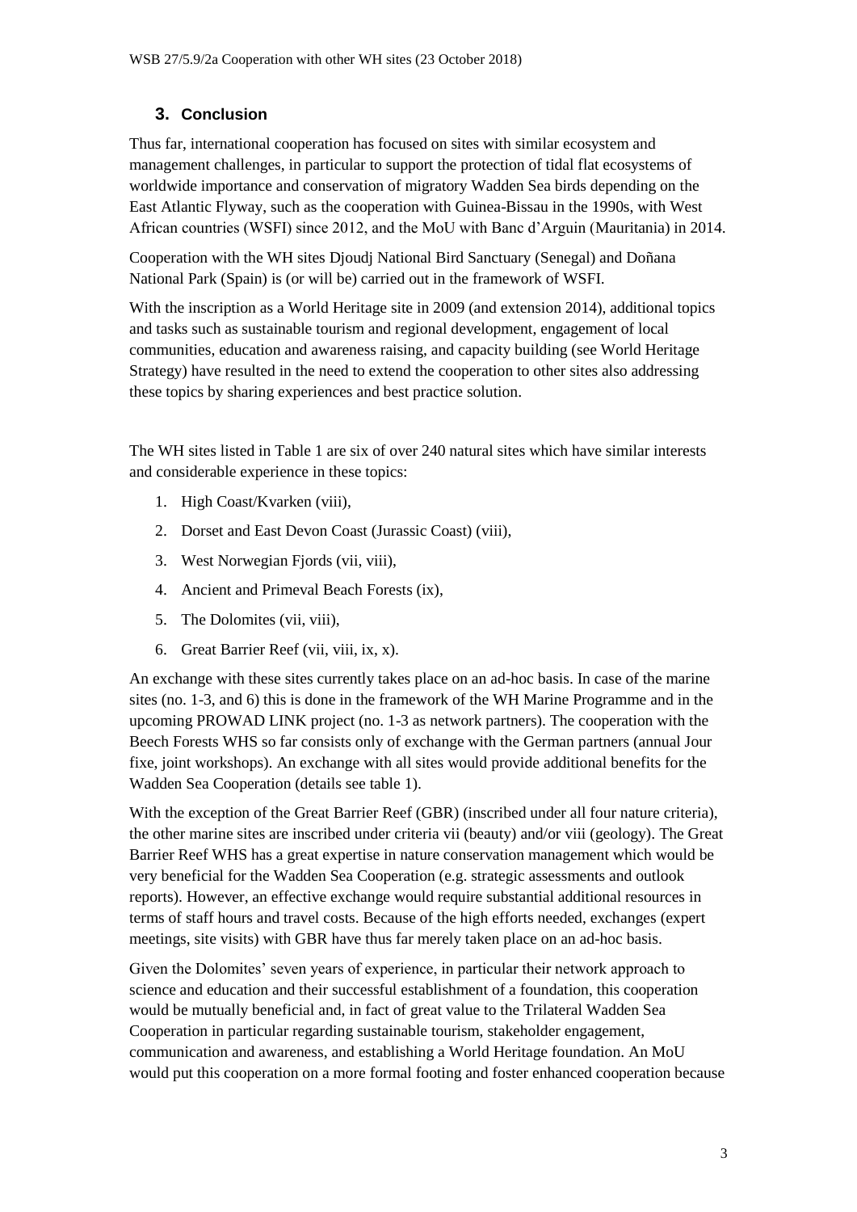## 3. Conclusion

Thus far, international cooperation has focused on sites with similar ecosystem and management challenges, in particular to support the protection of tidal flat ecosystems of worldwide importance and conservation of migratory Wadden Sea birds depending on the East Atlantic Flyway, such as the cooperation with Guinea-Bissau in the 1990s, with West African countries (WSFI) since 2012, and the MoU with Banc d'Arguin (Mauritania) in 2014.

Cooperation with the WH sites Djoudj National Bird Sanctuary (Senegal) and Doñana National Park (Spain) is (or will be) carried out in the framework of WSFI.

With the inscription as a World Heritage site in 2009 (and extension 2014), additional topics and tasks such as sustainable tourism and regional development, engagement of local communities, education and awareness raising, and capacity building (see World Heritage Strategy) have resulted in the need to extend the cooperation to other sites also addressing these topics by sharing experiences and best practice solution.

The WH sites listed in Table 1 are six of over 240 natural sites which have similar interests and considerable experience in these topics:

1. High Coast/Kvarken (viii),
2. Dorset and East Devon Coast (Jurassic Coast) (viii),
3. West Norwegian Fjords (vii, viii),
4. Ancient and Primeval Beach Forests (ix),
5. The Dolomites (vii, viii),
6. Great Barrier Reef (vii, viii, ix, x).

An exchange with these sites currently takes place on an ad-hoc basis. In case of the marine sites (no. 1-3, and 6) this is done in the framework of the WH Marine Programme and in the upcoming PROWAD LINK project (no. 1-3 as network partners). The cooperation with the Beech Forests WHS so far consists only of exchange with the German partners (annual Jour fixe, joint workshops). An exchange with all sites would provide additional benefits for the Wadden Sea Cooperation (details see table 1).

With the exception of the Great Barrier Reef (GBR) (inscribed under all four nature criteria), the other marine sites are inscribed under criteria vii (beauty) and/or viii (geology). The Great Barrier Reef WHS has a great expertise in nature conservation management which would be very beneficial for the Wadden Sea Cooperation (e.g. strategic assessments and outlook reports). However, an effective exchange would require substantial additional resources in terms of staff hours and travel costs. Because of the high efforts needed, exchanges (expert meetings, site visits) with GBR have thus far merely taken place on an ad-hoc basis.

Given the Dolomites' seven years of experience, in particular their network approach to science and education and their successful establishment of a foundation, this cooperation would be mutually beneficial and, in fact of great value to the Trilateral Wadden Sea Cooperation in particular regarding sustainable tourism, stakeholder engagement, communication and awareness, and establishing a World Heritage foundation. An MoU would put this cooperation on a more formal footing and foster enhanced cooperation because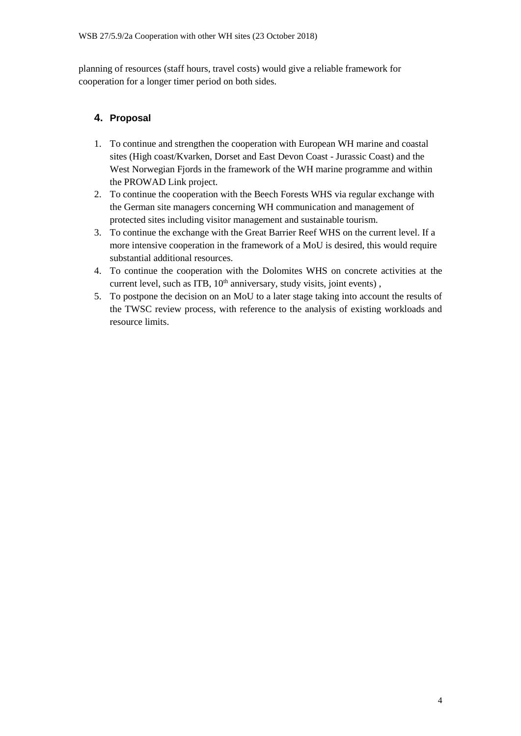planning of resources (staff hours, travel costs) would give a reliable framework for cooperation for a longer timer period on both sides.

## 4. Proposal

1. To continue and strengthen the cooperation with European WH marine and coastal sites (High coast/Kvarken, Dorset and East Devon Coast - Jurassic Coast) and the West Norwegian Fjords in the framework of the WH marine programme and within the PROWAD Link project.
2. To continue the cooperation with the Beech Forests WHS via regular exchange with the German site managers concerning WH communication and management of protected sites including visitor management and sustainable tourism.
3. To continue the exchange with the Great Barrier Reef WHS on the current level. If a more intensive cooperation in the framework of a MoU is desired, this would require substantial additional resources.
4. To continue the cooperation with the Dolomites WHS on concrete activities at the current level, such as ITB, 10th anniversary, study visits, joint events) ,
5. To postpone the decision on an MoU to a later stage taking into account the results of the TWSC review process, with reference to the analysis of existing workloads and resource limits.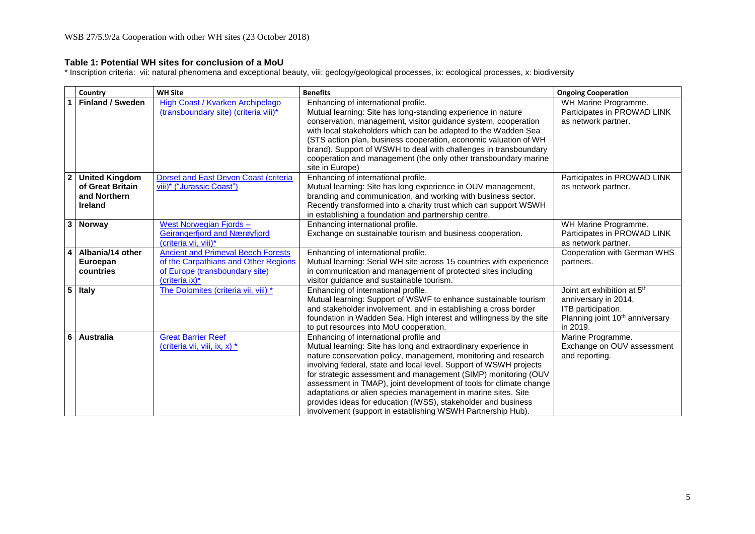### Table 1: Potential WH sites for conclusion of a MoU

* Inscription criteria: vii: natural phenomena and exceptional beauty, viii: geology/geological processes, ix: ecological processes, x: biodiversity

| | Country | WH Site | Benefits | Ongoing Cooperation |
|---|---|---|---|---|
| 1 | **Finland / Sweden** | High Coast / Kvarken Archipelago (transboundary site) (criteria viii)* | Enhancing of international profile. Mutual learning: Site has long-standing experience in nature conservation, management, visitor guidance system, cooperation with local stakeholders which can be adapted to the Wadden Sea (STS action plan, business cooperation, economic valuation of WH brand). Support of WSWH to deal with challenges in transboundary cooperation and management (the only other transboundary marine site in Europe) | WH Marine Programme. Participates in PROWAD LINK as network partner. |
| 2 | **United Kingdom of Great Britain and Northern Ireland** | Dorset and East Devon Coast (criteria viii)* ("Jurassic Coast") | Enhancing of international profile. Mutual learning: Site has long experience in OUV management, branding and communication, and working with business sector. Recently transformed into a charity trust which can support WSWH in establishing a foundation and partnership centre. | Participates in PROWAD LINK as network partner. |
| 3 | **Norway** | West Norwegian Fjords – Geirangerfjord and Nærøyfjord (criteria vii, viii)* | Enhancing international profile. Exchange on sustainable tourism and business cooperation. | WH Marine Programme. Participates in PROWAD LINK as network partner. |
| 4 | **Albania/14 other Euroepan countries** | Ancient and Primeval Beech Forests of the Carpathians and Other Regions of Europe (transboundary site) (criteria ix)* | Enhancing of international profile. Mutual learning: Serial WH site across 15 countries with experience in communication and management of protected sites including visitor guidance and sustainable tourism. | Cooperation with German WHS partners. |
| 5 | **Italy** | The Dolomites (criteria vii, viii) * | Enhancing of international profile. Mutual learning: Support of WSWF to enhance sustainable tourism and stakeholder involvement, and in establishing a cross border foundation in Wadden Sea. High interest and willingness by the site to put resources into MoU cooperation. | Joint art exhibition at 5th anniversary in 2014, ITB participation. Planning joint 10th anniversary in 2019. |
| 6 | **Australia** | Great Barrier Reef (criteria vii, viii, ix, x) * | Enhancing of international profile and Mutual learning: Site has long and extraordinary experience in nature conservation policy, management, monitoring and research involving federal, state and local level. Support of WSWH projects for strategic assessment and management (SIMP) monitoring (OUV assessment in TMAP), joint development of tools for climate change adaptations or alien species management in marine sites. Site provides ideas for education (IWSS), stakeholder and business involvement (support in establishing WSWH Partnership Hub). | Marine Programme. Exchange on OUV assessment and reporting. |